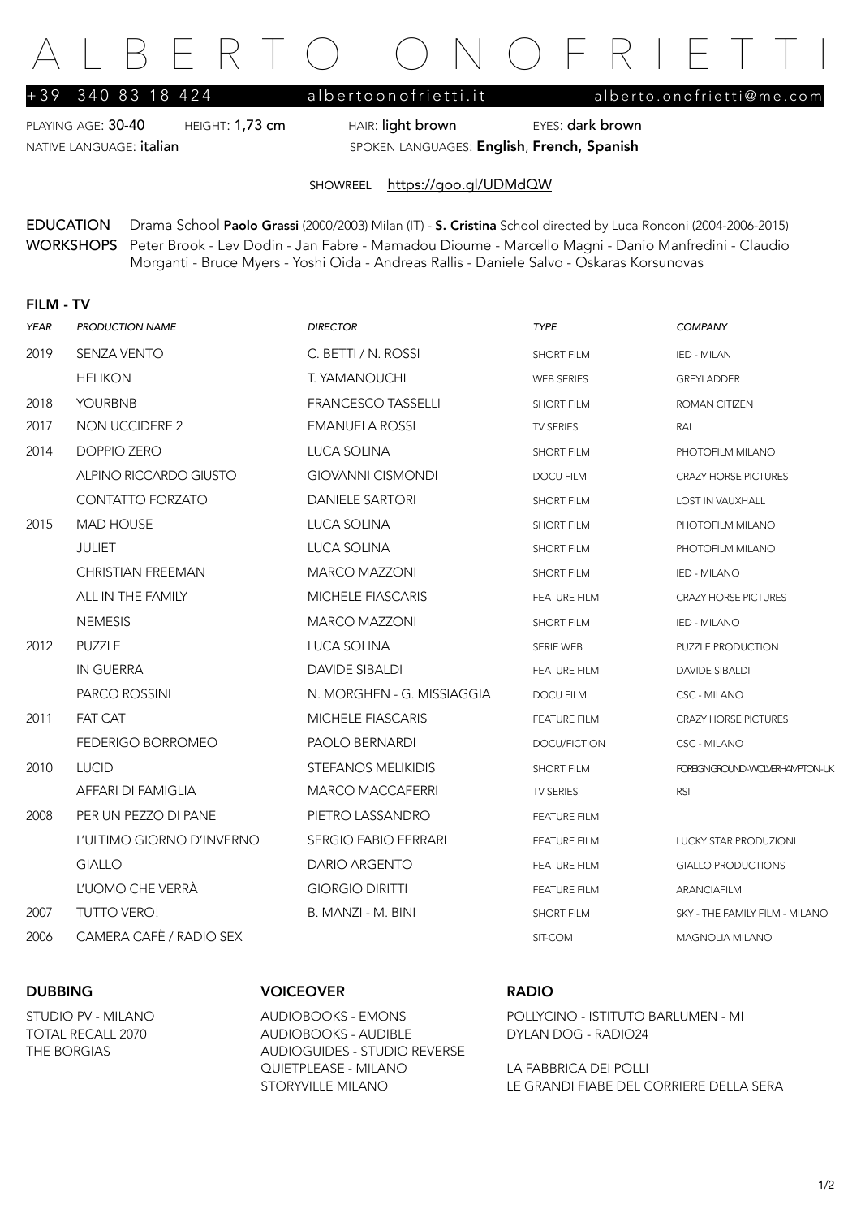# ALBERTO ONOFRIETTI

+39 340 83 18 424 albertoonofrietti.it alberto.onofrietti@me.com

PLAYING AGE: **30-40** HEIGHT: **1,73 cm** HAIR: **light brown** EYES: **dark brown**

NATIVE LANGUAGE: **italian** SPOKEN LANGUAGES: **English**, **French, Spanish**

SHOWREEL https://goo.gl/UDMdQW

**EDUCATION** Drama School **Paolo Grassi** (2000/2003) Milan (IT) - **S. Cristina** School directed by Luca Ronconi (2004-2006-2015)

**WORKSHOPS** Peter Brook - Lev Dodin - Jan Fabre - Mamadou Dioume - Marcello Magni - Danio Manfredini - Claudio Morganti - Bruce Myers - Yoshi Oida - Andreas Rallis - Daniele Salvo - Oskaras Korsunovas

## FILM - TV

| *YEAR* | *PRODUCTION NAME* | *DIRECTOR* | *TYPE* | *COMPANY* |
|---|---|---|---|---|
| 2019 | SENZA VENTO | C. BETTI / N. ROSSI | SHORT FILM | IED - MILAN |
| | HELIKON | T. YAMANOUCHI | WEB SERIES | GREYLADDER |
| 2018 | YOURBNB | FRANCESCO TASSELLI | SHORT FILM | ROMAN CITIZEN |
| 2017 | NON UCCIDERE 2 | EMANUELA ROSSI | TV SERIES | RAI |
| 2014 | DOPPIO ZERO | LUCA SOLINA | SHORT FILM | PHOTOFILM MILANO |
| | ALPINO RICCARDO GIUSTO | GIOVANNI CISMONDI | DOCU FILM | CRAZY HORSE PICTURES |
| | CONTATTO FORZATO | DANIELE SARTORI | SHORT FILM | LOST IN VAUXHALL |
| 2015 | MAD HOUSE | LUCA SOLINA | SHORT FILM | PHOTOFILM MILANO |
| | JULIET | LUCA SOLINA | SHORT FILM | PHOTOFILM MILANO |
| | CHRISTIAN FREEMAN | MARCO MAZZONI | SHORT FILM | IED - MILANO |
| | ALL IN THE FAMILY | MICHELE FIASCARIS | FEATURE FILM | CRAZY HORSE PICTURES |
| | NEMESIS | MARCO MAZZONI | SHORT FILM | IED - MILANO |
| 2012 | PUZZLE | LUCA SOLINA | SERIE WEB | PUZZLE PRODUCTION |
| | IN GUERRA | DAVIDE SIBALDI | FEATURE FILM | DAVIDE SIBALDI |
| | PARCO ROSSINI | N. MORGHEN - G. MISSIAGGIA | DOCU FILM | CSC - MILANO |
| 2011 | FAT CAT | MICHELE FIASCARIS | FEATURE FILM | CRAZY HORSE PICTURES |
| | FEDERIGO BORROMEO | PAOLO BERNARDI | DOCU/FICTION | CSC - MILANO |
| 2010 | LUCID | STEFANOS MELIKIDIS | SHORT FILM | FOREIGNGROUND-WOLVERHAMPTON-UK |
| | AFFARI DI FAMIGLIA | MARCO MACCAFERRI | TV SERIES | RSI |
| 2008 | PER UN PEZZO DI PANE | PIETRO LASSANDRO | FEATURE FILM | |
| | L'ULTIMO GIORNO D'INVERNO | SERGIO FABIO FERRARI | FEATURE FILM | LUCKY STAR PRODUZIONI |
| | GIALLO | DARIO ARGENTO | FEATURE FILM | GIALLO PRODUCTIONS |
| | L'UOMO CHE VERRÀ | GIORGIO DIRITTI | FEATURE FILM | ARANCIAFILM |
| 2007 | TUTTO VERO! | B. MANZI - M. BINI | SHORT FILM | SKY - THE FAMILY FILM - MILANO |
| 2006 | CAMERA CAFÈ / RADIO SEX | | SIT-COM | MAGNOLIA MILANO |

## DUBBING

STUDIO PV - MILANO
TOTAL RECALL 2070
THE BORGIAS

## VOICEOVER

AUDIOBOOKS - EMONS
AUDIOBOOKS - AUDIBLE
AUDIOGUIDES - STUDIO REVERSE
QUIETPLEASE - MILANO
STORYVILLE MILANO

## RADIO

POLLYCINO - ISTITUTO BARLUMEN - MI
DYLAN DOG - RADIO24

LA FABBRICA DEI POLLI
LE GRANDI FIABE DEL CORRIERE DELLA SERA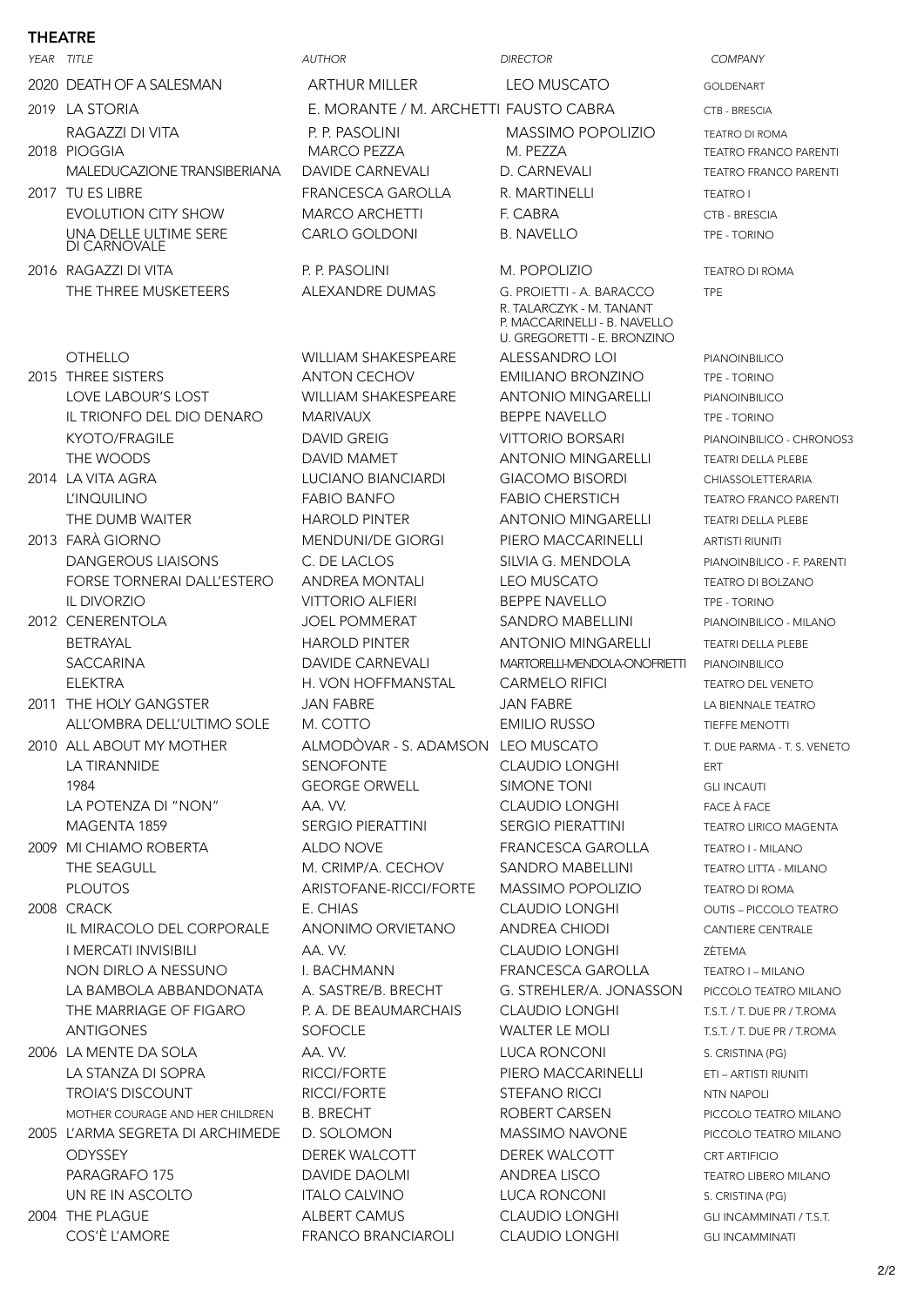## THEATRE

| YEAR | TITLE | AUTHOR | DIRECTOR | COMPANY |
|---|---|---|---|---|
| 2020 | DEATH OF A SALESMAN | ARTHUR MILLER | LEO MUSCATO | GOLDENART |
| 2019 | LA STORIA | E. MORANTE / M. ARCHETTI | FAUSTO CABRA | CTB - BRESCIA |
| | RAGAZZI DI VITA | P. P. PASOLINI | MASSIMO POPOLIZIO | TEATRO DI ROMA |
| 2018 | PIOGGIA | MARCO PEZZA | M. PEZZA | TEATRO FRANCO PARENTI |
| | MALEDUCAZIONE TRANSIBERIANA | DAVIDE CARNEVALI | D. CARNEVALI | TEATRO FRANCO PARENTI |
| 2017 | TU ES LIBRE | FRANCESCA GAROLLA | R. MARTINELLI | TEATRO I |
| | EVOLUTION CITY SHOW | MARCO ARCHETTI | F. CABRA | CTB - BRESCIA |
| | UNA DELLE ULTIME SERE DI CARNOVALE | CARLO GOLDONI | B. NAVELLO | TPE - TORINO |
| 2016 | RAGAZZI DI VITA | P. P. PASOLINI | M. POPOLIZIO | TEATRO DI ROMA |
| | THE THREE MUSKETEERS | ALEXANDRE DUMAS | G. PROIETTI - A. BARACCO R. TALARCZYK - M. TANANT P. MACCARINELLI - B. NAVELLO U. GREGORETTI - E. BRONZINO | TPE |
| | OTHELLO | WILLIAM SHAKESPEARE | ALESSANDRO LOI | PIANOINBILICO |
| 2015 | THREE SISTERS | ANTON CECHOV | EMILIANO BRONZINO | TPE - TORINO |
| | LOVE LABOUR'S LOST | WILLIAM SHAKESPEARE | ANTONIO MINGARELLI | PIANOINBILICO |
| | IL TRIONFO DEL DIO DENARO | MARIVAUX | BEPPE NAVELLO | TPE - TORINO |
| | KYOTO/FRAGILE | DAVID GREIG | VITTORIO BORSARI | PIANOINBILICO - CHRONOS3 |
| | THE WOODS | DAVID MAMET | ANTONIO MINGARELLI | TEATRI DELLA PLEBE |
| 2014 | LA VITA AGRA | LUCIANO BIANCIARDI | GIACOMO BISORDI | CHIASSOLETTERARIA |
| | L'INQUILINO | FABIO BANFO | FABIO CHERSTICH | TEATRO FRANCO PARENTI |
| | THE DUMB WAITER | HAROLD PINTER | ANTONIO MINGARELLI | TEATRI DELLA PLEBE |
| 2013 | FARÀ GIORNO | MENDUNI/DE GIORGI | PIERO MACCARINELLI | ARTISTI RIUNITI |
| | DANGEROUS LIAISONS | C. DE LACLOS | SILVIA G. MENDOLA | PIANOINBILICO - F. PARENTI |
| | FORSE TORNERAI DALL'ESTERO | ANDREA MONTALI | LEO MUSCATO | TEATRO DI BOLZANO |
| | IL DIVORZIO | VITTORIO ALFIERI | BEPPE NAVELLO | TPE - TORINO |
| 2012 | CENERENTOLA | JOEL POMMERAT | SANDRO MABELLINI | PIANOINBILICO - MILANO |
| | BETRAYAL | HAROLD PINTER | ANTONIO MINGARELLI | TEATRI DELLA PLEBE |
| | SACCARINA | DAVIDE CARNEVALI | MARTORELLI-MENDOLA-ONOFRIETTI | PIANOINBILICO |
| | ELEKTRA | H. VON HOFFMANSTAL | CARMELO RIFICI | TEATRO DEL VENETO |
| 2011 | THE HOLY GANGSTER | JAN FABRE | JAN FABRE | LA BIENNALE TEATRO |
| | ALL'OMBRA DELL'ULTIMO SOLE | M. COTTO | EMILIO RUSSO | TIEFFE MENOTTI |
| 2010 | ALL ABOUT MY MOTHER | ALMODÒVAR - S. ADAMSON | LEO MUSCATO | T. DUE PARMA - T. S. VENETO |
| | LA TIRANNIDE | SENOFONTE | CLAUDIO LONGHI | ERT |
| | 1984 | GEORGE ORWELL | SIMONE TONI | GLI INCAUTI |
| | LA POTENZA DI "NON" | AA. VV. | CLAUDIO LONGHI | FACE À FACE |
| | MAGENTA 1859 | SERGIO PIERATTINI | SERGIO PIERATTINI | TEATRO LIRICO MAGENTA |
| 2009 | MI CHIAMO ROBERTA | ALDO NOVE | FRANCESCA GAROLLA | TEATRO I - MILANO |
| | THE SEAGULL | M. CRIMP/A. CECHOV | SANDRO MABELLINI | TEATRO LITTA - MILANO |
| | PLOUTOS | ARISTOFANE-RICCI/FORTE | MASSIMO POPOLIZIO | TEATRO DI ROMA |
| 2008 | CRACK | E. CHIAS | CLAUDIO LONGHI | OUTIS – PICCOLO TEATRO |
| | IL MIRACOLO DEL CORPORALE | ANONIMO ORVIETANO | ANDREA CHIODI | CANTIERE CENTRALE |
| | I MERCATI INVISIBILI | AA. VV. | CLAUDIO LONGHI | ZÈTEMA |
| | NON DIRLO A NESSUNO | I. BACHMANN | FRANCESCA GAROLLA | TEATRO I – MILANO |
| | LA BAMBOLA ABBANDONATA | A. SASTRE/B. BRECHT | G. STREHLER/A. JONASSON | PICCOLO TEATRO MILANO |
| | THE MARRIAGE OF FIGARO | P. A. DE BEAUMARCHAIS | CLAUDIO LONGHI | T.S.T. / T. DUE PR / T.ROMA |
| | ANTIGONES | SOFOCLE | WALTER LE MOLI | T.S.T. / T. DUE PR / T.ROMA |
| 2006 | LA MENTE DA SOLA | AA. VV. | LUCA RONCONI | S. CRISTINA (PG) |
| | LA STANZA DI SOPRA | RICCI/FORTE | PIERO MACCARINELLI | ETI – ARTISTI RIUNITI |
| | TROIA'S DISCOUNT | RICCI/FORTE | STEFANO RICCI | NTN NAPOLI |
| | MOTHER COURAGE AND HER CHILDREN | B. BRECHT | ROBERT CARSEN | PICCOLO TEATRO MILANO |
| 2005 | L'ARMA SEGRETA DI ARCHIMEDE | D. SOLOMON | MASSIMO NAVONE | PICCOLO TEATRO MILANO |
| | ODYSSEY | DEREK WALCOTT | DEREK WALCOTT | CRT ARTIFICIO |
| | PARAGRAFO 175 | DAVIDE DAOLMI | ANDREA LISCO | TEATRO LIBERO MILANO |
| | UN RE IN ASCOLTO | ITALO CALVINO | LUCA RONCONI | S. CRISTINA (PG) |
| 2004 | THE PLAGUE | ALBERT CAMUS | CLAUDIO LONGHI | GLI INCAMMINATI / T.S.T. |
| | COS'È L'AMORE | FRANCO BRANCIAROLI | CLAUDIO LONGHI | GLI INCAMMINATI |